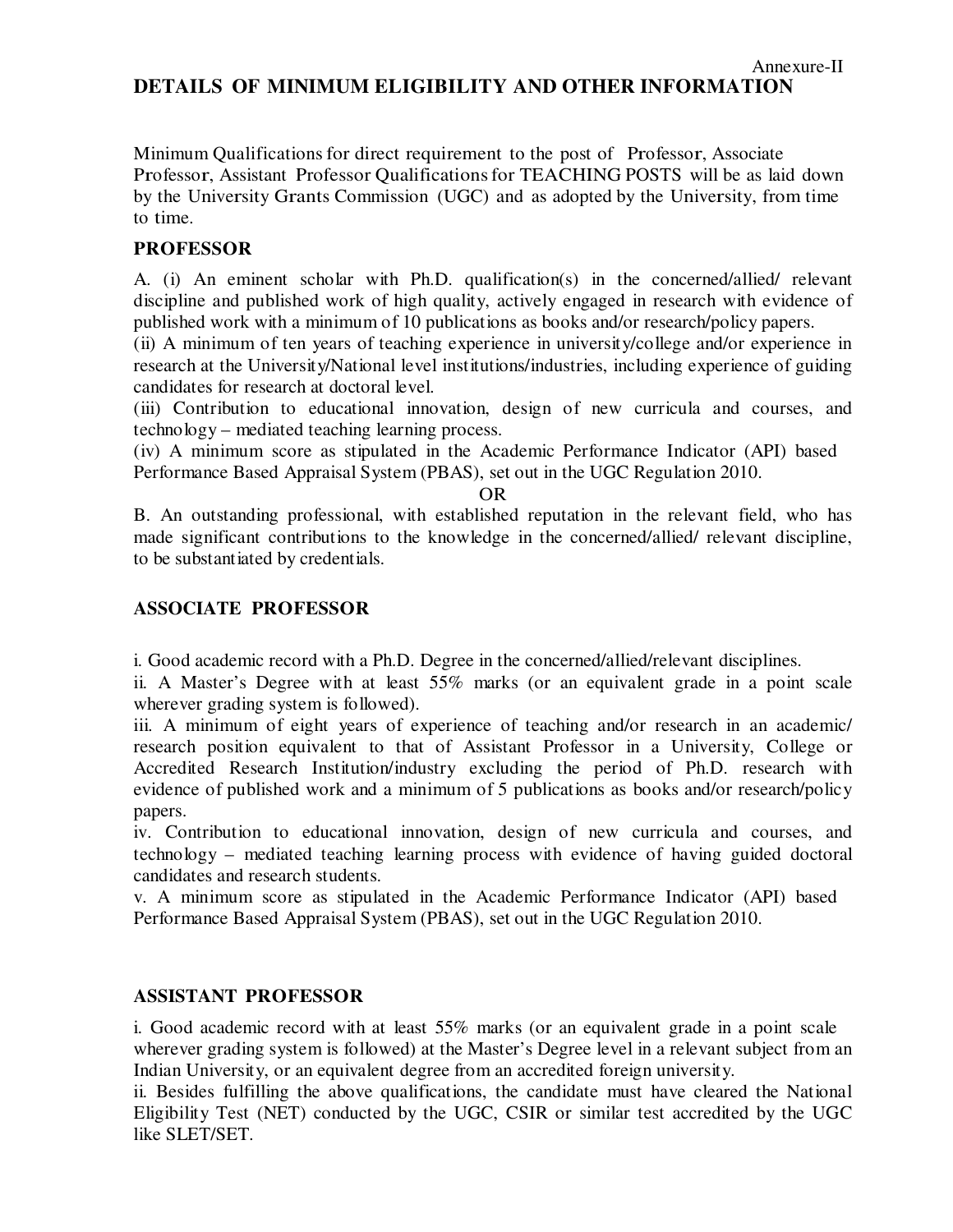Annexure-II

# DETAILS OF MINIMUM ELIGIBILITY AND OTHER INFORMATION

Minimum Qualifications for direct requirement to the post of Professor, Associate Professor, Assistant Professor Qualifications for TEACHING POSTS will be as laid down by the University Grants Commission (UGC) and as adopted by the University, from time to time.

## PROFESSOR

A. (i) An eminent scholar with Ph.D. qualification(s) in the concerned/allied/ relevant discipline and published work of high quality, actively engaged in research with evidence of published work with a minimum of 10 publications as books and/or research/policy papers.

(ii) A minimum of ten years of teaching experience in university/college and/or experience in research at the University/National level institutions/industries, including experience of guiding candidates for research at doctoral level.

(iii) Contribution to educational innovation, design of new curricula and courses, and technology – mediated teaching learning process.

(iv) A minimum score as stipulated in the Academic Performance Indicator (API) based Performance Based Appraisal System (PBAS), set out in the UGC Regulation 2010.

OR

B. An outstanding professional, with established reputation in the relevant field, who has made significant contributions to the knowledge in the concerned/allied/ relevant discipline, to be substantiated by credentials.

## ASSOCIATE PROFESSOR

i. Good academic record with a Ph.D. Degree in the concerned/allied/relevant disciplines.

ii. A Master's Degree with at least 55% marks (or an equivalent grade in a point scale wherever grading system is followed).

iii. A minimum of eight years of experience of teaching and/or research in an academic/ research position equivalent to that of Assistant Professor in a University, College or Accredited Research Institution/industry excluding the period of Ph.D. research with evidence of published work and a minimum of 5 publications as books and/or research/policy papers.

iv. Contribution to educational innovation, design of new curricula and courses, and technology – mediated teaching learning process with evidence of having guided doctoral candidates and research students.

v. A minimum score as stipulated in the Academic Performance Indicator (API) based Performance Based Appraisal System (PBAS), set out in the UGC Regulation 2010.

## ASSISTANT PROFESSOR

i. Good academic record with at least 55% marks (or an equivalent grade in a point scale wherever grading system is followed) at the Master's Degree level in a relevant subject from an Indian University, or an equivalent degree from an accredited foreign university.

ii. Besides fulfilling the above qualifications, the candidate must have cleared the National Eligibility Test (NET) conducted by the UGC, CSIR or similar test accredited by the UGC like SLET/SET.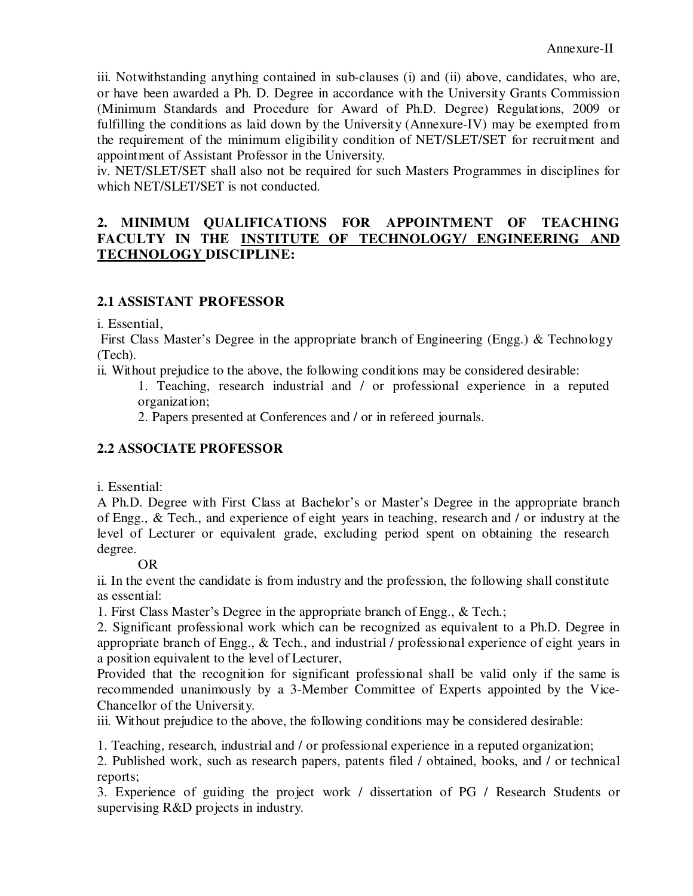iii. Notwithstanding anything contained in sub-clauses (i) and (ii) above, candidates, who are, or have been awarded a Ph. D. Degree in accordance with the University Grants Commission (Minimum Standards and Procedure for Award of Ph.D. Degree) Regulations, 2009 or fulfilling the conditions as laid down by the University (Annexure-IV) may be exempted from the requirement of the minimum eligibility condition of NET/SLET/SET for recruitment and appointment of Assistant Professor in the University.

iv. NET/SLET/SET shall also not be required for such Masters Programmes in disciplines for which NET/SLET/SET is not conducted.

## 2. MINIMUM QUALIFICATIONS FOR APPOINTMENT OF TEACHING FACULTY IN THE INSTITUTE OF TECHNOLOGY/ ENGINEERING AND TECHNOLOGY DISCIPLINE:

### 2.1 ASSISTANT PROFESSOR

i. Essential,

First Class Master's Degree in the appropriate branch of Engineering (Engg.) & Technology (Tech).

ii. Without prejudice to the above, the following conditions may be considered desirable:

1. Teaching, research industrial and / or professional experience in a reputed organization;
2. Papers presented at Conferences and / or in refereed journals.

### 2.2 ASSOCIATE PROFESSOR

i. Essential:

A Ph.D. Degree with First Class at Bachelor's or Master's Degree in the appropriate branch of Engg., & Tech., and experience of eight years in teaching, research and / or industry at the level of Lecturer or equivalent grade, excluding period spent on obtaining the research degree.

OR

ii. In the event the candidate is from industry and the profession, the following shall constitute as essential:

1. First Class Master's Degree in the appropriate branch of Engg., & Tech.;
2. Significant professional work which can be recognized as equivalent to a Ph.D. Degree in appropriate branch of Engg., & Tech., and industrial / professional experience of eight years in a position equivalent to the level of Lecturer,

Provided that the recognition for significant professional shall be valid only if the same is recommended unanimously by a 3-Member Committee of Experts appointed by the Vice-Chancellor of the University.

iii. Without prejudice to the above, the following conditions may be considered desirable:

1. Teaching, research, industrial and / or professional experience in a reputed organization;
2. Published work, such as research papers, patents filed / obtained, books, and / or technical reports;
3. Experience of guiding the project work / dissertation of PG / Research Students or supervising R&D projects in industry.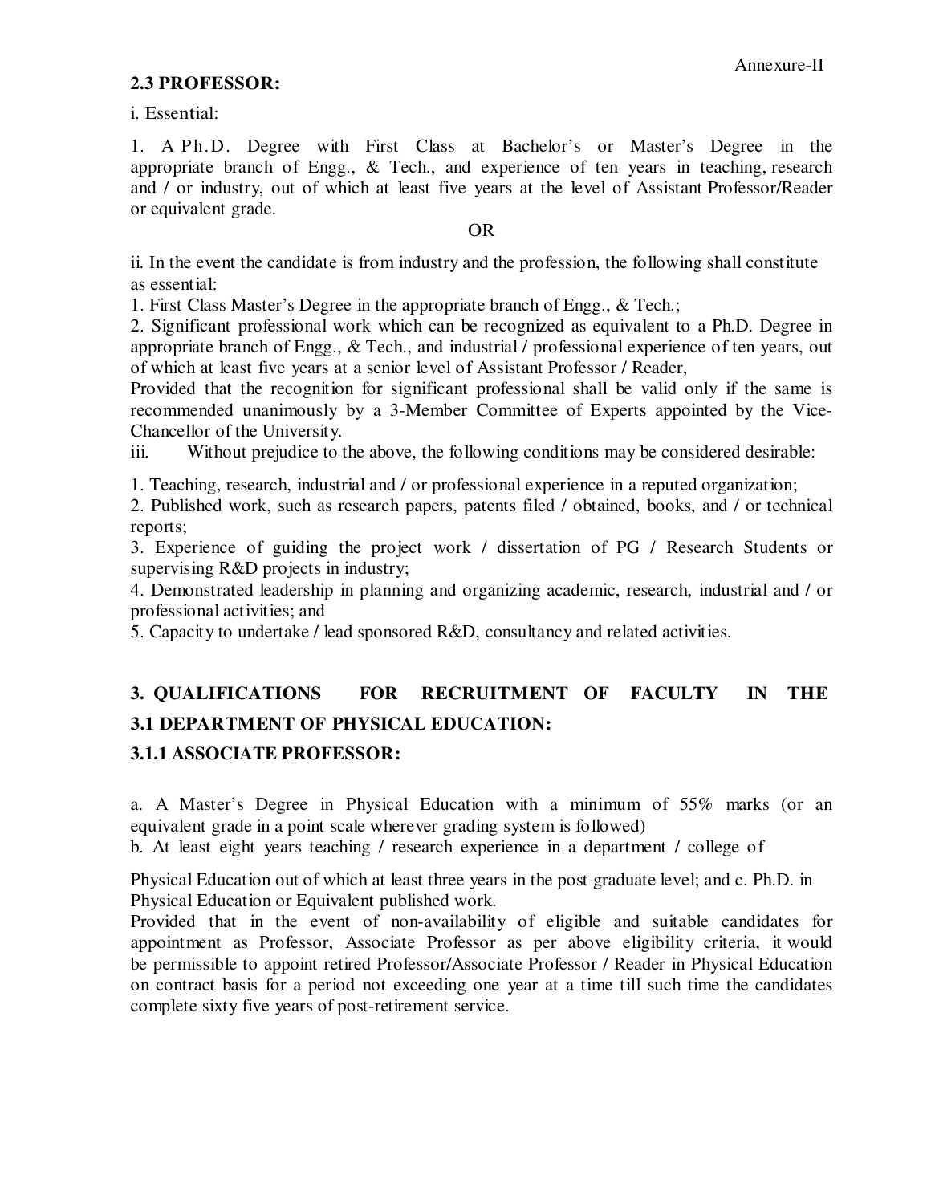Annexure-II

### 2.3 PROFESSOR:

i. Essential:

1. A Ph.D. Degree with First Class at Bachelor's or Master's Degree in the appropriate branch of Engg., & Tech., and experience of ten years in teaching, research and / or industry, out of which at least five years at the level of Assistant Professor/Reader or equivalent grade.

OR

ii. In the event the candidate is from industry and the profession, the following shall constitute as essential:

1. First Class Master's Degree in the appropriate branch of Engg., & Tech.;
2. Significant professional work which can be recognized as equivalent to a Ph.D. Degree in appropriate branch of Engg., & Tech., and industrial / professional experience of ten years, out of which at least five years at a senior level of Assistant Professor / Reader,

Provided that the recognition for significant professional shall be valid only if the same is recommended unanimously by a 3-Member Committee of Experts appointed by the Vice-Chancellor of the University.

iii. Without prejudice to the above, the following conditions may be considered desirable:

1. Teaching, research, industrial and / or professional experience in a reputed organization;
2. Published work, such as research papers, patents filed / obtained, books, and / or technical reports;
3. Experience of guiding the project work / dissertation of PG / Research Students or supervising R&D projects in industry;
4. Demonstrated leadership in planning and organizing academic, research, industrial and / or professional activities; and
5. Capacity to undertake / lead sponsored R&D, consultancy and related activities.

## 3. QUALIFICATIONS FOR RECRUITMENT OF FACULTY IN THE

### 3.1 DEPARTMENT OF PHYSICAL EDUCATION:

#### 3.1.1 ASSOCIATE PROFESSOR:

a. A Master's Degree in Physical Education with a minimum of 55% marks (or an equivalent grade in a point scale wherever grading system is followed)

b. At least eight years teaching / research experience in a department / college of Physical Education out of which at least three years in the post graduate level; and c. Ph.D. in Physical Education or Equivalent published work.

Provided that in the event of non-availability of eligible and suitable candidates for appointment as Professor, Associate Professor as per above eligibility criteria, it would be permissible to appoint retired Professor/Associate Professor / Reader in Physical Education on contract basis for a period not exceeding one year at a time till such time the candidates complete sixty five years of post-retirement service.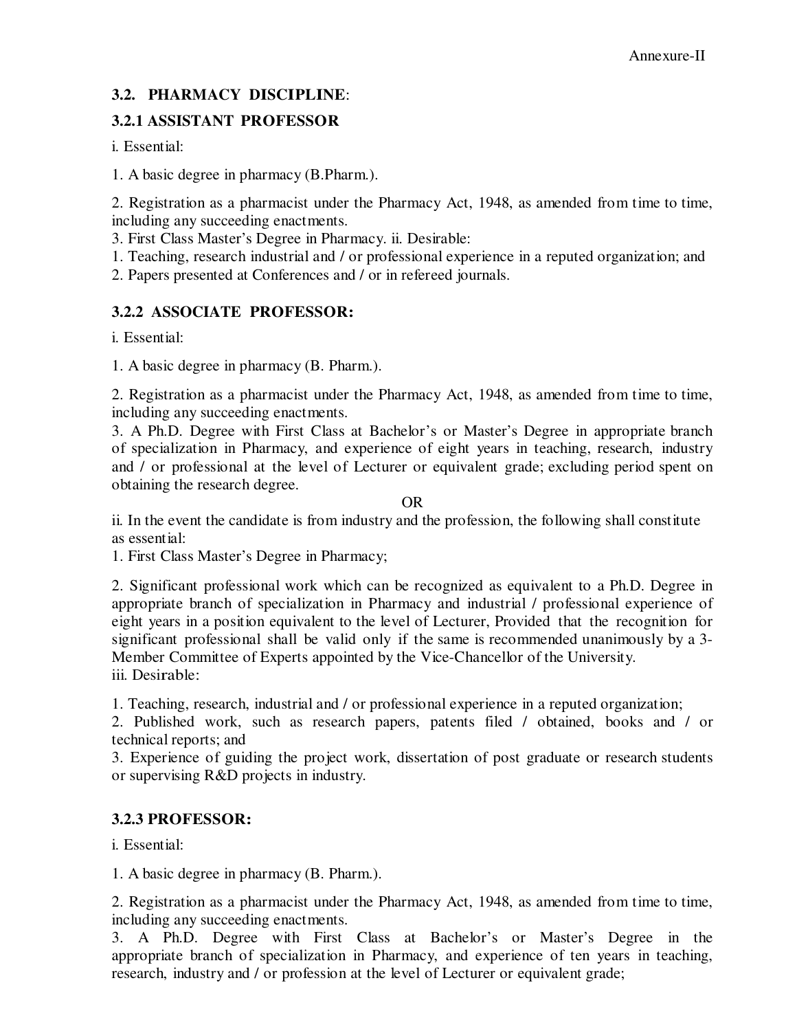Annexure-II

### 3.2. PHARMACY DISCIPLINE:

#### 3.2.1 ASSISTANT PROFESSOR

i. Essential:

1. A basic degree in pharmacy (B.Pharm.).

2. Registration as a pharmacist under the Pharmacy Act, 1948, as amended from time to time, including any succeeding enactments.
3. First Class Master's Degree in Pharmacy. ii. Desirable:
1. Teaching, research industrial and / or professional experience in a reputed organization; and
2. Papers presented at Conferences and / or in refereed journals.

#### 3.2.2 ASSOCIATE PROFESSOR:

i. Essential:

1. A basic degree in pharmacy (B. Pharm.).

2. Registration as a pharmacist under the Pharmacy Act, 1948, as amended from time to time, including any succeeding enactments.
3. A Ph.D. Degree with First Class at Bachelor's or Master's Degree in appropriate branch of specialization in Pharmacy, and experience of eight years in teaching, research, industry and / or professional at the level of Lecturer or equivalent grade; excluding period spent on obtaining the research degree.

OR

ii. In the event the candidate is from industry and the profession, the following shall constitute as essential:
1. First Class Master's Degree in Pharmacy;

2. Significant professional work which can be recognized as equivalent to a Ph.D. Degree in appropriate branch of specialization in Pharmacy and industrial / professional experience of eight years in a position equivalent to the level of Lecturer, Provided that the recognition for significant professional shall be valid only if the same is recommended unanimously by a 3-Member Committee of Experts appointed by the Vice-Chancellor of the University.
iii. Desirable:

1. Teaching, research, industrial and / or professional experience in a reputed organization;
2. Published work, such as research papers, patents filed / obtained, books and / or technical reports; and
3. Experience of guiding the project work, dissertation of post graduate or research students or supervising R&D projects in industry.

#### 3.2.3 PROFESSOR:

i. Essential:

1. A basic degree in pharmacy (B. Pharm.).

2. Registration as a pharmacist under the Pharmacy Act, 1948, as amended from time to time, including any succeeding enactments.
3. A Ph.D. Degree with First Class at Bachelor's or Master's Degree in the appropriate branch of specialization in Pharmacy, and experience of ten years in teaching, research, industry and / or profession at the level of Lecturer or equivalent grade;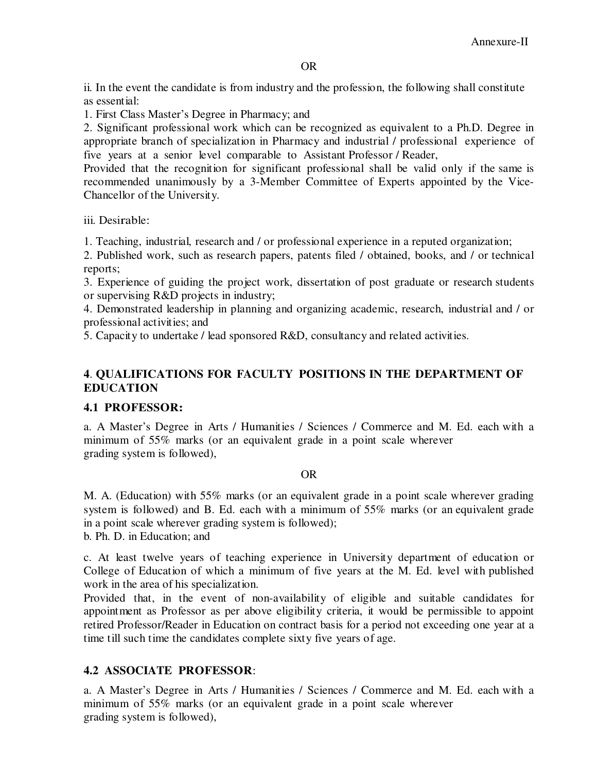OR

ii. In the event the candidate is from industry and the profession, the following shall constitute as essential:

1. First Class Master's Degree in Pharmacy; and
2. Significant professional work which can be recognized as equivalent to a Ph.D. Degree in appropriate branch of specialization in Pharmacy and industrial / professional experience of five years at a senior level comparable to Assistant Professor / Reader,

Provided that the recognition for significant professional shall be valid only if the same is recommended unanimously by a 3-Member Committee of Experts appointed by the Vice-Chancellor of the University.

iii. Desirable:

1. Teaching, industrial, research and / or professional experience in a reputed organization;
2. Published work, such as research papers, patents filed / obtained, books, and / or technical reports;
3. Experience of guiding the project work, dissertation of post graduate or research students or supervising R&D projects in industry;
4. Demonstrated leadership in planning and organizing academic, research, industrial and / or professional activities; and
5. Capacity to undertake / lead sponsored R&D, consultancy and related activities.

## 4. QUALIFICATIONS FOR FACULTY POSITIONS IN THE DEPARTMENT OF EDUCATION

### 4.1 PROFESSOR:

a. A Master's Degree in Arts / Humanities / Sciences / Commerce and M. Ed. each with a minimum of 55% marks (or an equivalent grade in a point scale wherever grading system is followed),

OR

M. A. (Education) with 55% marks (or an equivalent grade in a point scale wherever grading system is followed) and B. Ed. each with a minimum of 55% marks (or an equivalent grade in a point scale wherever grading system is followed);

b. Ph. D. in Education; and

c. At least twelve years of teaching experience in University department of education or College of Education of which a minimum of five years at the M. Ed. level with published work in the area of his specialization.

Provided that, in the event of non-availability of eligible and suitable candidates for appointment as Professor as per above eligibility criteria, it would be permissible to appoint retired Professor/Reader in Education on contract basis for a period not exceeding one year at a time till such time the candidates complete sixty five years of age.

### 4.2 ASSOCIATE PROFESSOR:

a. A Master's Degree in Arts / Humanities / Sciences / Commerce and M. Ed. each with a minimum of 55% marks (or an equivalent grade in a point scale wherever grading system is followed),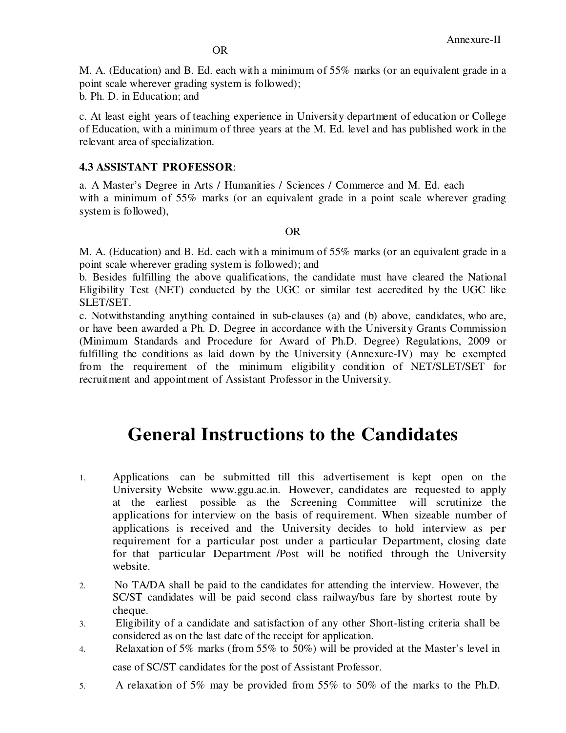OR

M. A. (Education) and B. Ed. each with a minimum of 55% marks (or an equivalent grade in a point scale wherever grading system is followed);
b. Ph. D. in Education; and

c. At least eight years of teaching experience in University department of education or College of Education, with a minimum of three years at the M. Ed. level and has published work in the relevant area of specialization.

**4.3 ASSISTANT PROFESSOR**:

a. A Master's Degree in Arts / Humanities / Sciences / Commerce and M. Ed. each with a minimum of 55% marks (or an equivalent grade in a point scale wherever grading system is followed),

OR

M. A. (Education) and B. Ed. each with a minimum of 55% marks (or an equivalent grade in a point scale wherever grading system is followed); and
b. Besides fulfilling the above qualifications, the candidate must have cleared the National Eligibility Test (NET) conducted by the UGC or similar test accredited by the UGC like SLET/SET.
c. Notwithstanding anything contained in sub-clauses (a) and (b) above, candidates, who are, or have been awarded a Ph. D. Degree in accordance with the University Grants Commission (Minimum Standards and Procedure for Award of Ph.D. Degree) Regulations, 2009 or fulfilling the conditions as laid down by the University (Annexure-IV) may be exempted from the requirement of the minimum eligibility condition of NET/SLET/SET for recruitment and appointment of Assistant Professor in the University.

# General Instructions to the Candidates

1. Applications can be submitted till this advertisement is kept open on the University Website www.ggu.ac.in. However, candidates are requested to apply at the earliest possible as the Screening Committee will scrutinize the applications for interview on the basis of requirement. When sizeable number of applications is received and the University decides to hold interview as per requirement for a particular post under a particular Department, closing date for that particular Department /Post will be notified through the University website.
2. No TA/DA shall be paid to the candidates for attending the interview. However, the SC/ST candidates will be paid second class railway/bus fare by shortest route by cheque.
3. Eligibility of a candidate and satisfaction of any other Short-listing criteria shall be considered as on the last date of the receipt for application.
4. Relaxation of 5% marks (from 55% to 50%) will be provided at the Master's level in case of SC/ST candidates for the post of Assistant Professor.
5. A relaxation of 5% may be provided from 55% to 50% of the marks to the Ph.D.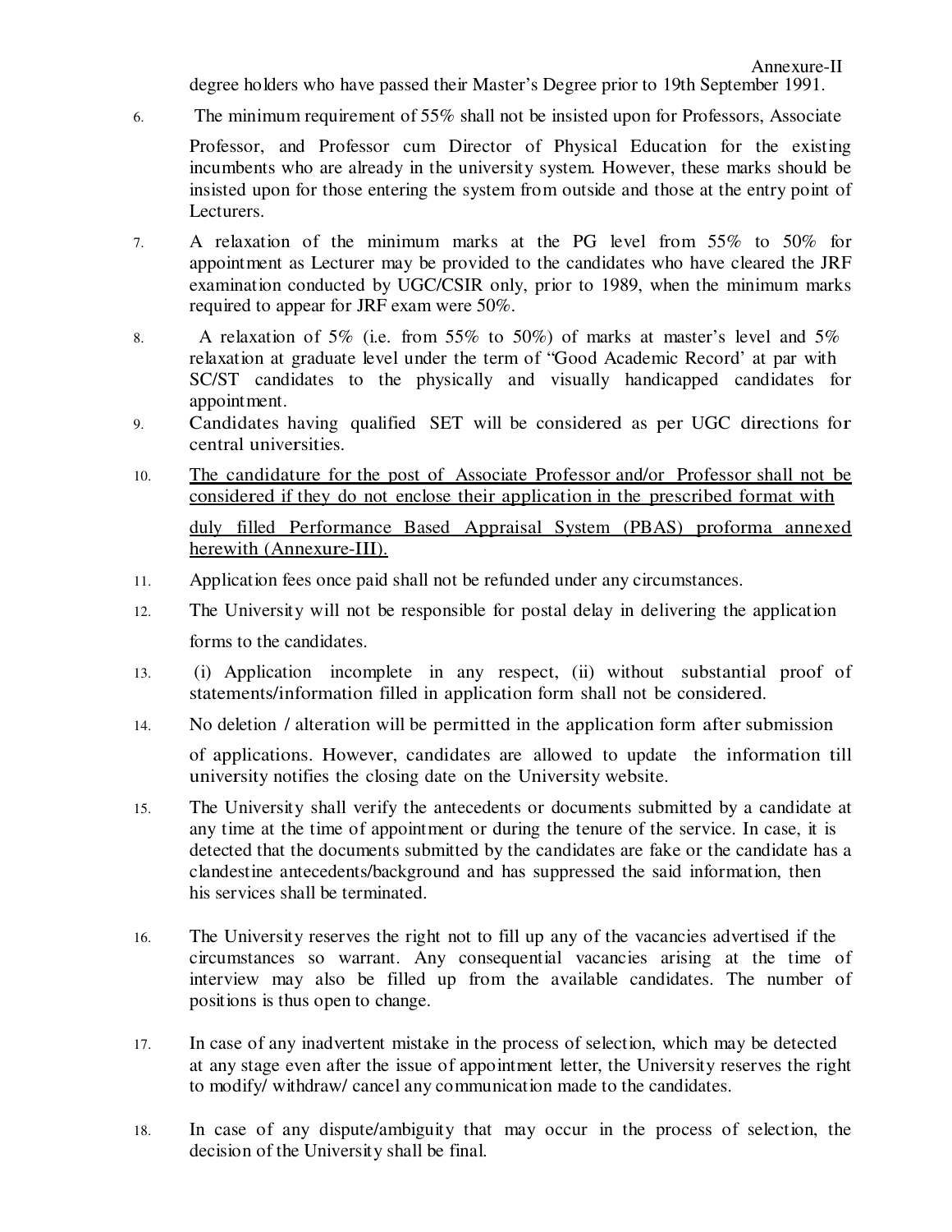Annexure-II

degree holders who have passed their Master's Degree prior to 19th September 1991.

6. The minimum requirement of 55% shall not be insisted upon for Professors, Associate Professor, and Professor cum Director of Physical Education for the existing incumbents who are already in the university system. However, these marks should be insisted upon for those entering the system from outside and those at the entry point of Lecturers.

7. A relaxation of the minimum marks at the PG level from 55% to 50% for appointment as Lecturer may be provided to the candidates who have cleared the JRF examination conducted by UGC/CSIR only, prior to 1989, when the minimum marks required to appear for JRF exam were 50%.

8. A relaxation of 5% (i.e. from 55% to 50%) of marks at master's level and 5% relaxation at graduate level under the term of "Good Academic Record' at par with SC/ST candidates to the physically and visually handicapped candidates for appointment.

9. Candidates having qualified SET will be considered as per UGC directions for central universities.

10. <u>The candidature for the post of Associate Professor and/or Professor shall not be considered if they do not enclose their application in the prescribed format with duly filled Performance Based Appraisal System (PBAS) proforma annexed herewith (Annexure-III).</u>

11. Application fees once paid shall not be refunded under any circumstances.

12. The University will not be responsible for postal delay in delivering the application forms to the candidates.

13. (i) Application incomplete in any respect, (ii) without substantial proof of statements/information filled in application form shall not be considered.

14. No deletion / alteration will be permitted in the application form after submission of applications. However, candidates are allowed to update the information till university notifies the closing date on the University website.

15. The University shall verify the antecedents or documents submitted by a candidate at any time at the time of appointment or during the tenure of the service. In case, it is detected that the documents submitted by the candidates are fake or the candidate has a clandestine antecedents/background and has suppressed the said information, then his services shall be terminated.

16. The University reserves the right not to fill up any of the vacancies advertised if the circumstances so warrant. Any consequential vacancies arising at the time of interview may also be filled up from the available candidates. The number of positions is thus open to change.

17. In case of any inadvertent mistake in the process of selection, which may be detected at any stage even after the issue of appointment letter, the University reserves the right to modify/ withdraw/ cancel any communication made to the candidates.

18. In case of any dispute/ambiguity that may occur in the process of selection, the decision of the University shall be final.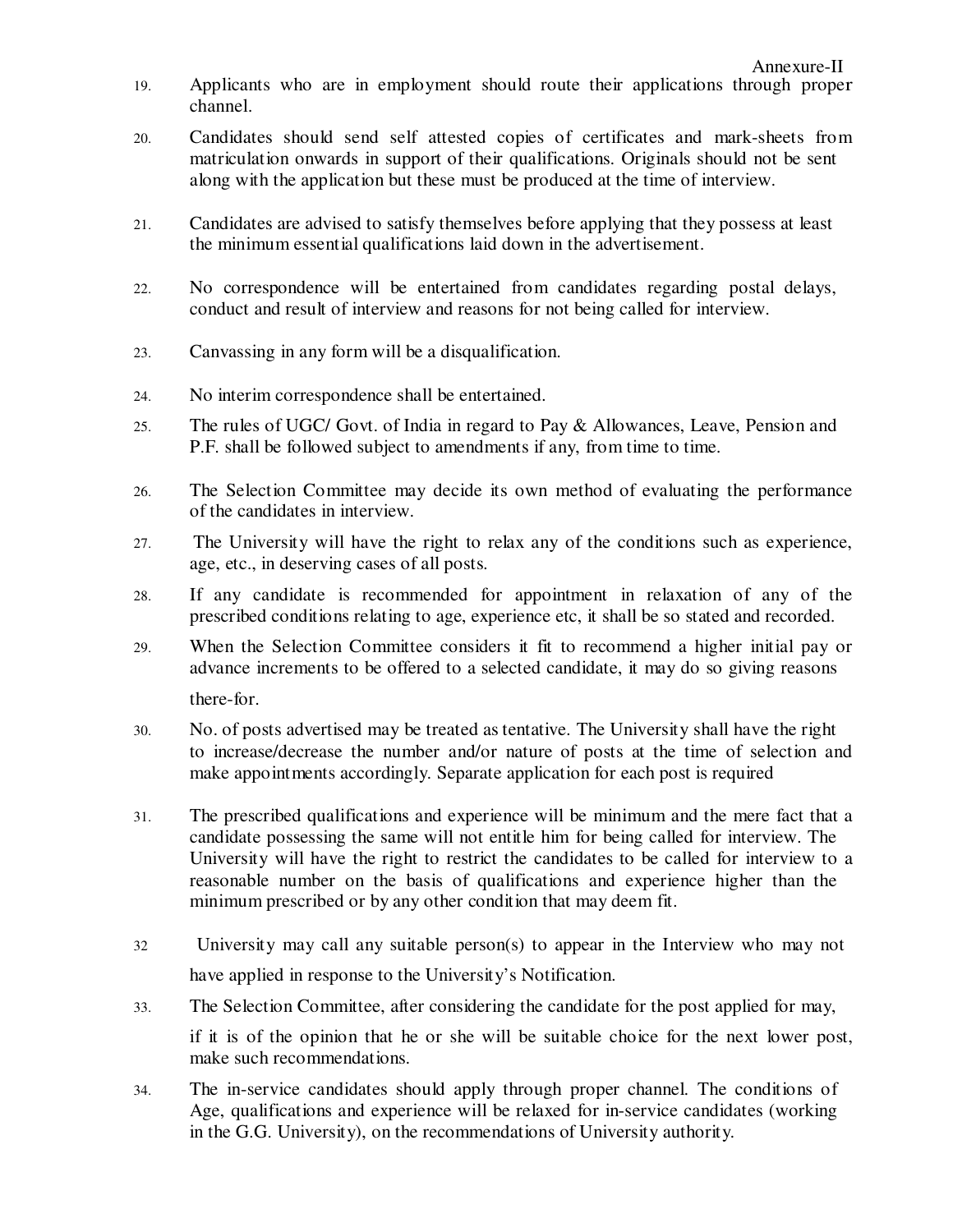Annexure-II

19. Applicants who are in employment should route their applications through proper channel.

20. Candidates should send self attested copies of certificates and mark-sheets from matriculation onwards in support of their qualifications. Originals should not be sent along with the application but these must be produced at the time of interview.

21. Candidates are advised to satisfy themselves before applying that they possess at least the minimum essential qualifications laid down in the advertisement.

22. No correspondence will be entertained from candidates regarding postal delays, conduct and result of interview and reasons for not being called for interview.

23. Canvassing in any form will be a disqualification.

24. No interim correspondence shall be entertained.

25. The rules of UGC/ Govt. of India in regard to Pay & Allowances, Leave, Pension and P.F. shall be followed subject to amendments if any, from time to time.

26. The Selection Committee may decide its own method of evaluating the performance of the candidates in interview.

27. The University will have the right to relax any of the conditions such as experience, age, etc., in deserving cases of all posts.

28. If any candidate is recommended for appointment in relaxation of any of the prescribed conditions relating to age, experience etc, it shall be so stated and recorded.

29. When the Selection Committee considers it fit to recommend a higher initial pay or advance increments to be offered to a selected candidate, it may do so giving reasons there-for.

30. No. of posts advertised may be treated as tentative. The University shall have the right to increase/decrease the number and/or nature of posts at the time of selection and make appointments accordingly. Separate application for each post is required

31. The prescribed qualifications and experience will be minimum and the mere fact that a candidate possessing the same will not entitle him for being called for interview. The University will have the right to restrict the candidates to be called for interview to a reasonable number on the basis of qualifications and experience higher than the minimum prescribed or by any other condition that may deem fit.

32. University may call any suitable person(s) to appear in the Interview who may not have applied in response to the University's Notification.

33. The Selection Committee, after considering the candidate for the post applied for may, if it is of the opinion that he or she will be suitable choice for the next lower post, make such recommendations.

34. The in-service candidates should apply through proper channel. The conditions of Age, qualifications and experience will be relaxed for in-service candidates (working in the G.G. University), on the recommendations of University authority.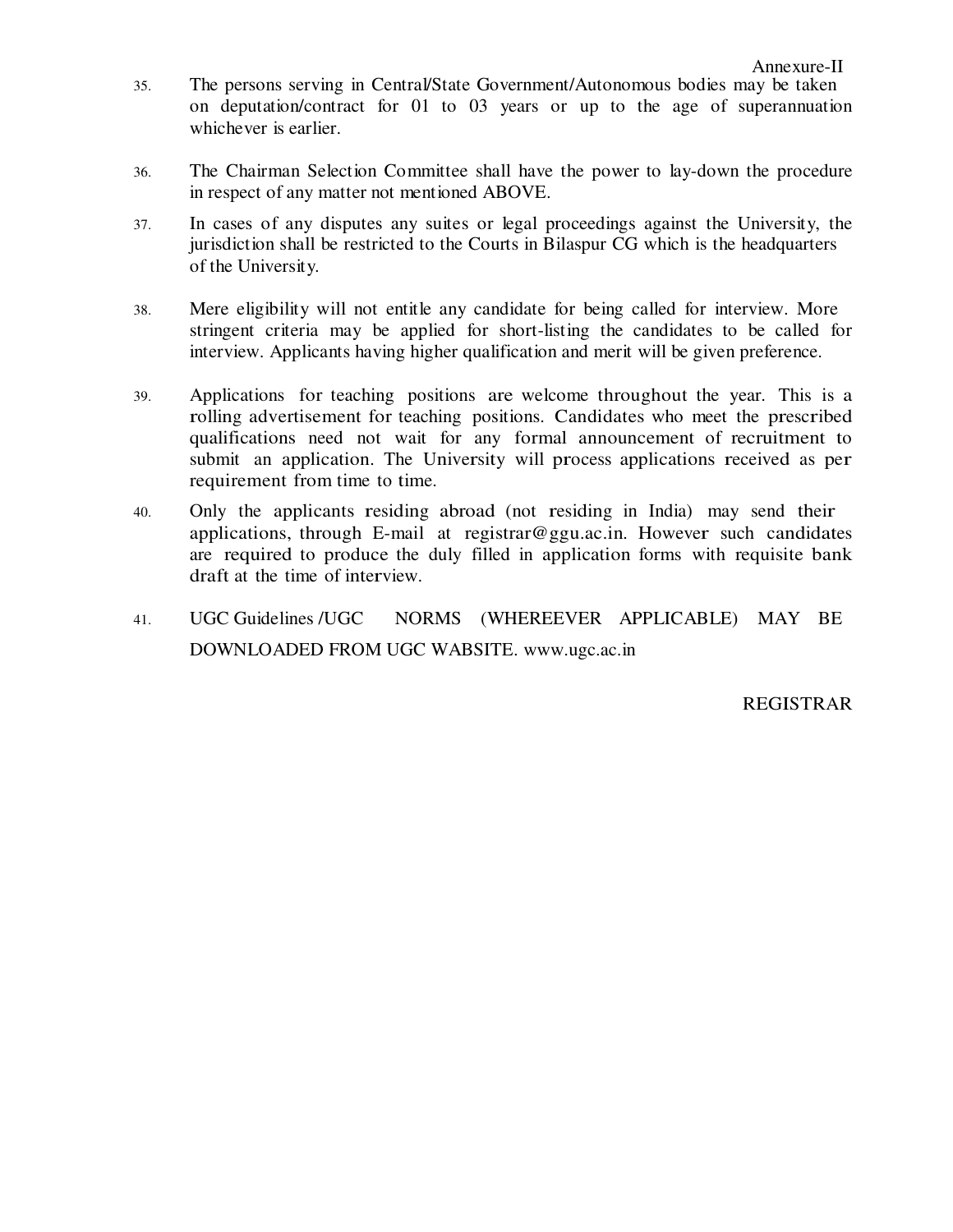Annexure-II

35. The persons serving in Central/State Government/Autonomous bodies may be taken on deputation/contract for 01 to 03 years or up to the age of superannuation whichever is earlier.

36. The Chairman Selection Committee shall have the power to lay-down the procedure in respect of any matter not mentioned ABOVE.

37. In cases of any disputes any suites or legal proceedings against the University, the jurisdiction shall be restricted to the Courts in Bilaspur CG which is the headquarters of the University.

38. Mere eligibility will not entitle any candidate for being called for interview. More stringent criteria may be applied for short-listing the candidates to be called for interview. Applicants having higher qualification and merit will be given preference.

39. Applications for teaching positions are welcome throughout the year. This is a rolling advertisement for teaching positions. Candidates who meet the prescribed qualifications need not wait for any formal announcement of recruitment to submit an application. The University will process applications received as per requirement from time to time.

40. Only the applicants residing abroad (not residing in India) may send their applications, through E-mail at registrar@ggu.ac.in. However such candidates are required to produce the duly filled in application forms with requisite bank draft at the time of interview.

41. UGC Guidelines /UGC NORMS (WHEREEVER APPLICABLE) MAY BE DOWNLOADED FROM UGC WABSITE. www.ugc.ac.in

REGISTRAR